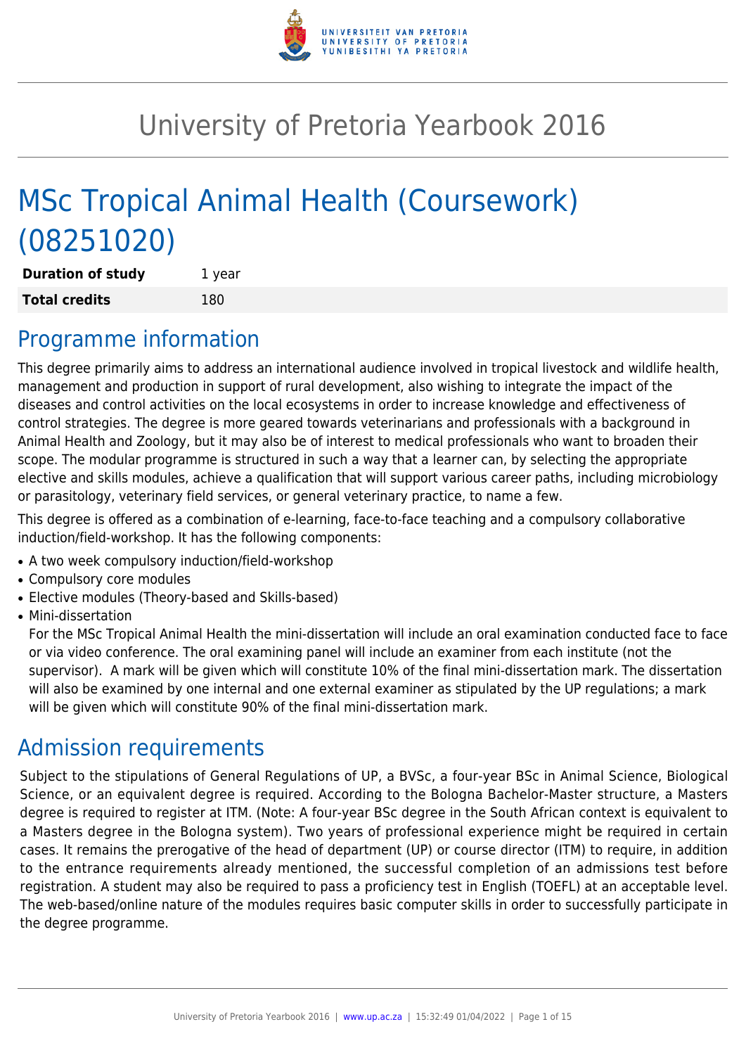# University of Pretoria Yearbook 2016

# MSc Tropical Animal Health (Coursework) (08251020)

| **Duration of study** | 1 year |
|---|---|
| **Total credits** | 180 |

## Programme information

This degree primarily aims to address an international audience involved in tropical livestock and wildlife health, management and production in support of rural development, also wishing to integrate the impact of the diseases and control activities on the local ecosystems in order to increase knowledge and effectiveness of control strategies. The degree is more geared towards veterinarians and professionals with a background in Animal Health and Zoology, but it may also be of interest to medical professionals who want to broaden their scope. The modular programme is structured in such a way that a learner can, by selecting the appropriate elective and skills modules, achieve a qualification that will support various career paths, including microbiology or parasitology, veterinary field services, or general veterinary practice, to name a few.

This degree is offered as a combination of e-learning, face-to-face teaching and a compulsory collaborative induction/field-workshop. It has the following components:

- A two week compulsory induction/field-workshop
- Compulsory core modules
- Elective modules (Theory-based and Skills-based)
- Mini-dissertation
  For the MSc Tropical Animal Health the mini-dissertation will include an oral examination conducted face to face or via video conference. The oral examining panel will include an examiner from each institute (not the supervisor). A mark will be given which will constitute 10% of the final mini-dissertation mark. The dissertation will also be examined by one internal and one external examiner as stipulated by the UP regulations; a mark will be given which will constitute 90% of the final mini-dissertation mark.

## Admission requirements

Subject to the stipulations of General Regulations of UP, a BVSc, a four-year BSc in Animal Science, Biological Science, or an equivalent degree is required. According to the Bologna Bachelor-Master structure, a Masters degree is required to register at ITM. (Note: A four-year BSc degree in the South African context is equivalent to a Masters degree in the Bologna system). Two years of professional experience might be required in certain cases. It remains the prerogative of the head of department (UP) or course director (ITM) to require, in addition to the entrance requirements already mentioned, the successful completion of an admissions test before registration. A student may also be required to pass a proficiency test in English (TOEFL) at an acceptable level. The web-based/online nature of the modules requires basic computer skills in order to successfully participate in the degree programme.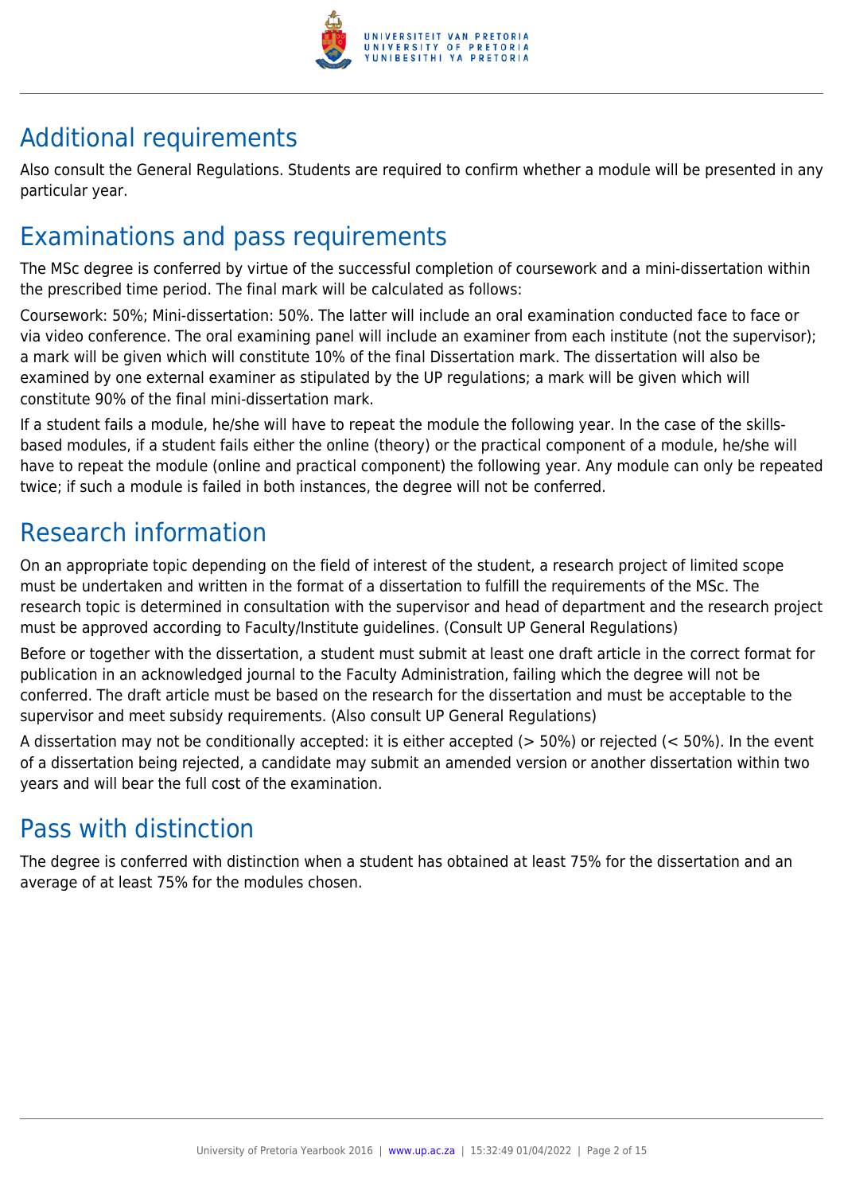## Additional requirements

Also consult the General Regulations. Students are required to confirm whether a module will be presented in any particular year.

## Examinations and pass requirements

The MSc degree is conferred by virtue of the successful completion of coursework and a mini-dissertation within the prescribed time period. The final mark will be calculated as follows:

Coursework: 50%; Mini-dissertation: 50%. The latter will include an oral examination conducted face to face or via video conference. The oral examining panel will include an examiner from each institute (not the supervisor); a mark will be given which will constitute 10% of the final Dissertation mark. The dissertation will also be examined by one external examiner as stipulated by the UP regulations; a mark will be given which will constitute 90% of the final mini-dissertation mark.

If a student fails a module, he/she will have to repeat the module the following year. In the case of the skills-based modules, if a student fails either the online (theory) or the practical component of a module, he/she will have to repeat the module (online and practical component) the following year. Any module can only be repeated twice; if such a module is failed in both instances, the degree will not be conferred.

## Research information

On an appropriate topic depending on the field of interest of the student, a research project of limited scope must be undertaken and written in the format of a dissertation to fulfill the requirements of the MSc. The research topic is determined in consultation with the supervisor and head of department and the research project must be approved according to Faculty/Institute guidelines. (Consult UP General Regulations)

Before or together with the dissertation, a student must submit at least one draft article in the correct format for publication in an acknowledged journal to the Faculty Administration, failing which the degree will not be conferred. The draft article must be based on the research for the dissertation and must be acceptable to the supervisor and meet subsidy requirements. (Also consult UP General Regulations)

A dissertation may not be conditionally accepted: it is either accepted (> 50%) or rejected (< 50%). In the event of a dissertation being rejected, a candidate may submit an amended version or another dissertation within two years and will bear the full cost of the examination.

## Pass with distinction

The degree is conferred with distinction when a student has obtained at least 75% for the dissertation and an average of at least 75% for the modules chosen.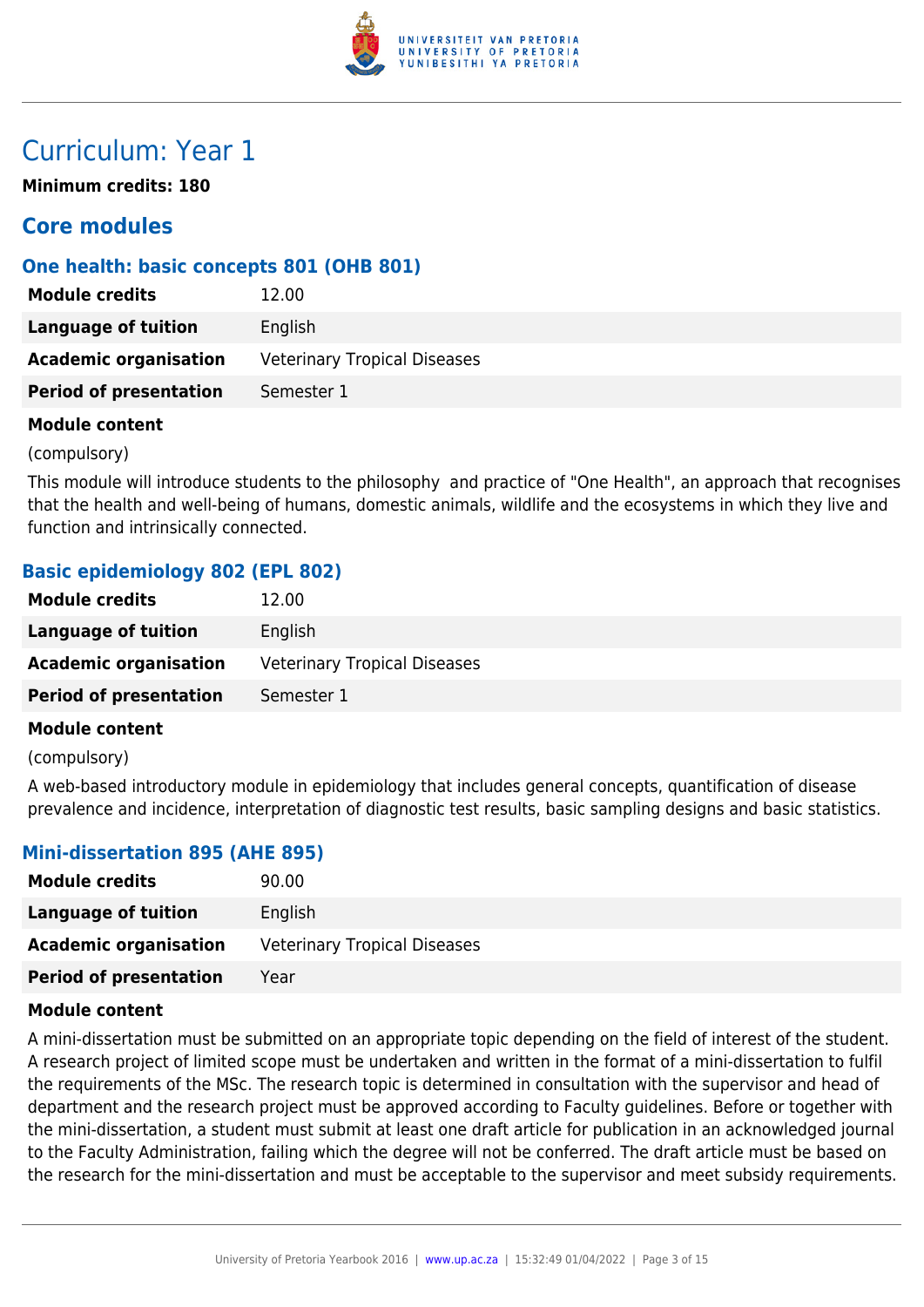# Curriculum: Year 1

**Minimum credits: 180**

## Core modules

### One health: basic concepts 801 (OHB 801)

| | |
|---|---|
| **Module credits** | 12.00 |
| **Language of tuition** | English |
| **Academic organisation** | Veterinary Tropical Diseases |
| **Period of presentation** | Semester 1 |

**Module content**

(compulsory)

This module will introduce students to the philosophy and practice of "One Health", an approach that recognises that the health and well-being of humans, domestic animals, wildlife and the ecosystems in which they live and function and intrinsically connected.

### Basic epidemiology 802 (EPL 802)

| | |
|---|---|
| **Module credits** | 12.00 |
| **Language of tuition** | English |
| **Academic organisation** | Veterinary Tropical Diseases |
| **Period of presentation** | Semester 1 |

**Module content**

(compulsory)

A web-based introductory module in epidemiology that includes general concepts, quantification of disease prevalence and incidence, interpretation of diagnostic test results, basic sampling designs and basic statistics.

### Mini-dissertation 895 (AHE 895)

| | |
|---|---|
| **Module credits** | 90.00 |
| **Language of tuition** | English |
| **Academic organisation** | Veterinary Tropical Diseases |
| **Period of presentation** | Year |

**Module content**

A mini-dissertation must be submitted on an appropriate topic depending on the field of interest of the student. A research project of limited scope must be undertaken and written in the format of a mini-dissertation to fulfil the requirements of the MSc. The research topic is determined in consultation with the supervisor and head of department and the research project must be approved according to Faculty guidelines. Before or together with the mini-dissertation, a student must submit at least one draft article for publication in an acknowledged journal to the Faculty Administration, failing which the degree will not be conferred. The draft article must be based on the research for the mini-dissertation and must be acceptable to the supervisor and meet subsidy requirements.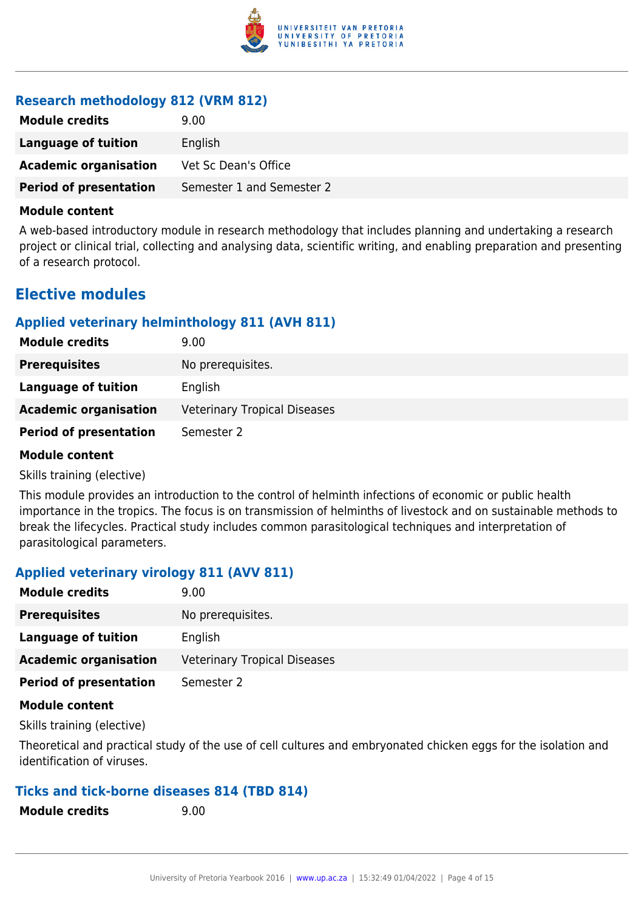### Research methodology 812 (VRM 812)

| **Module credits** | 9.00 |
| --- | --- |
| **Language of tuition** | English |
| **Academic organisation** | Vet Sc Dean's Office |
| **Period of presentation** | Semester 1 and Semester 2 |

**Module content**

A web-based introductory module in research methodology that includes planning and undertaking a research project or clinical trial, collecting and analysing data, scientific writing, and enabling preparation and presenting of a research protocol.

## Elective modules

### Applied veterinary helminthology 811 (AVH 811)

| **Module credits** | 9.00 |
| --- | --- |
| **Prerequisites** | No prerequisites. |
| **Language of tuition** | English |
| **Academic organisation** | Veterinary Tropical Diseases |
| **Period of presentation** | Semester 2 |

**Module content**

Skills training (elective)

This module provides an introduction to the control of helminth infections of economic or public health importance in the tropics. The focus is on transmission of helminths of livestock and on sustainable methods to break the lifecycles. Practical study includes common parasitological techniques and interpretation of parasitological parameters.

### Applied veterinary virology 811 (AVV 811)

| **Module credits** | 9.00 |
| --- | --- |
| **Prerequisites** | No prerequisites. |
| **Language of tuition** | English |
| **Academic organisation** | Veterinary Tropical Diseases |
| **Period of presentation** | Semester 2 |

**Module content**

Skills training (elective)

Theoretical and practical study of the use of cell cultures and embryonated chicken eggs for the isolation and identification of viruses.

### Ticks and tick-borne diseases 814 (TBD 814)

| **Module credits** | 9.00 |
| --- | --- |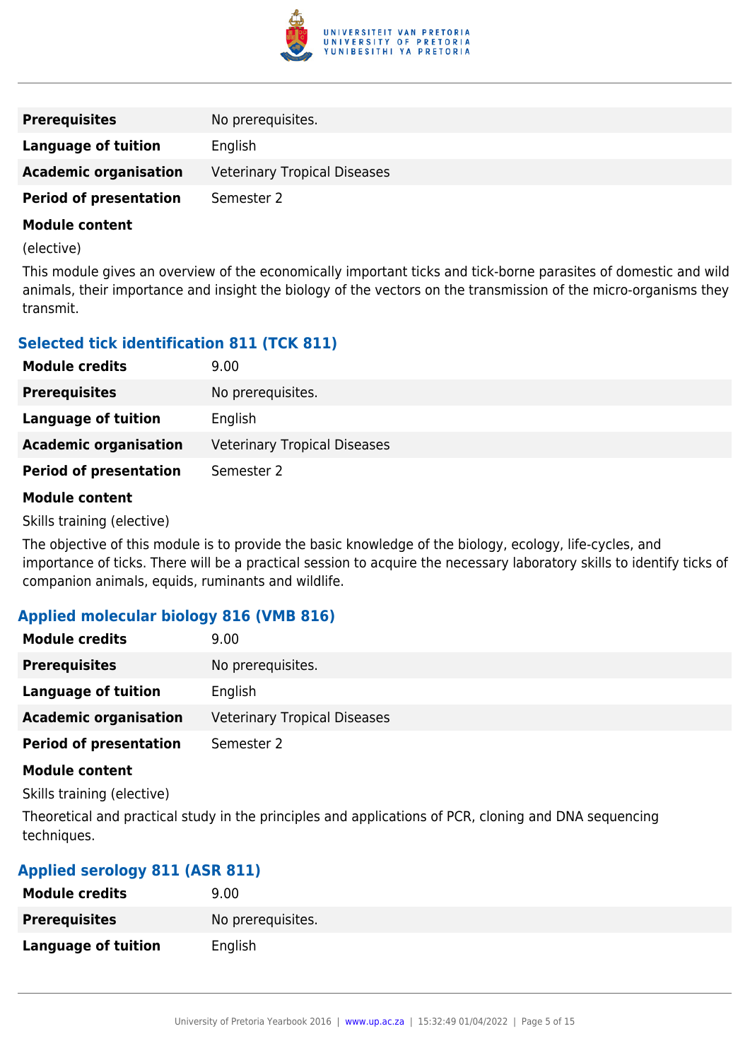| | |
|---|---|
| **Prerequisites** | No prerequisites. |
| **Language of tuition** | English |
| **Academic organisation** | Veterinary Tropical Diseases |
| **Period of presentation** | Semester 2 |

**Module content**

(elective)

This module gives an overview of the economically important ticks and tick-borne parasites of domestic and wild animals, their importance and insight the biology of the vectors on the transmission of the micro-organisms they transmit.

### Selected tick identification 811 (TCK 811)

| | |
|---|---|
| **Module credits** | 9.00 |
| **Prerequisites** | No prerequisites. |
| **Language of tuition** | English |
| **Academic organisation** | Veterinary Tropical Diseases |
| **Period of presentation** | Semester 2 |

**Module content**

Skills training (elective)

The objective of this module is to provide the basic knowledge of the biology, ecology, life-cycles, and importance of ticks. There will be a practical session to acquire the necessary laboratory skills to identify ticks of companion animals, equids, ruminants and wildlife.

### Applied molecular biology 816 (VMB 816)

| | |
|---|---|
| **Module credits** | 9.00 |
| **Prerequisites** | No prerequisites. |
| **Language of tuition** | English |
| **Academic organisation** | Veterinary Tropical Diseases |
| **Period of presentation** | Semester 2 |

**Module content**

Skills training (elective)

Theoretical and practical study in the principles and applications of PCR, cloning and DNA sequencing techniques.

### Applied serology 811 (ASR 811)

| | |
|---|---|
| **Module credits** | 9.00 |
| **Prerequisites** | No prerequisites. |
| **Language of tuition** | English |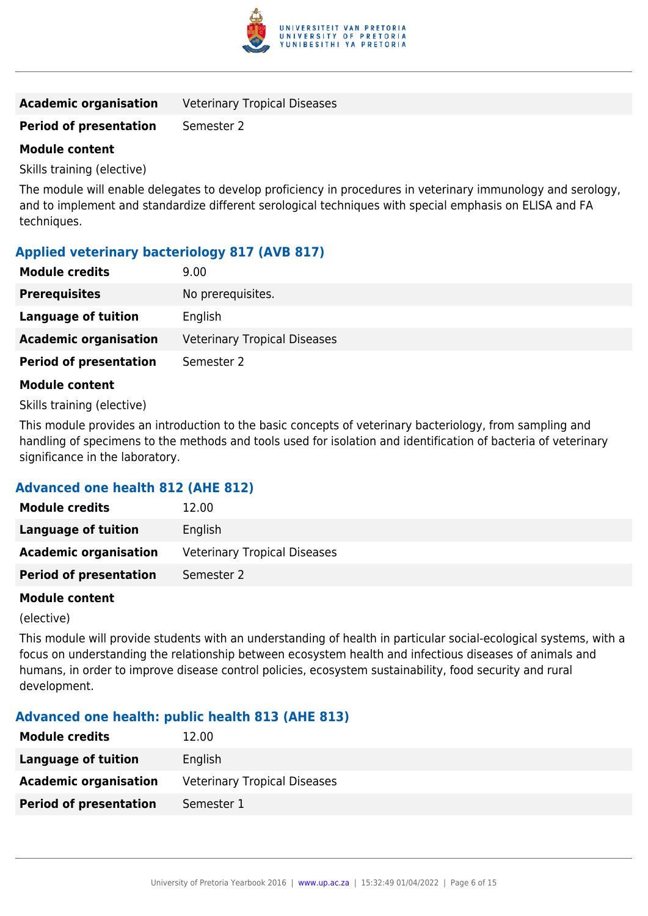| | |
|---|---|
| **Academic organisation** | Veterinary Tropical Diseases |
| **Period of presentation** | Semester 2 |

**Module content**

Skills training (elective)

The module will enable delegates to develop proficiency in procedures in veterinary immunology and serology, and to implement and standardize different serological techniques with special emphasis on ELISA and FA techniques.

### Applied veterinary bacteriology 817 (AVB 817)

| | |
|---|---|
| **Module credits** | 9.00 |
| **Prerequisites** | No prerequisites. |
| **Language of tuition** | English |
| **Academic organisation** | Veterinary Tropical Diseases |
| **Period of presentation** | Semester 2 |

**Module content**

Skills training (elective)

This module provides an introduction to the basic concepts of veterinary bacteriology, from sampling and handling of specimens to the methods and tools used for isolation and identification of bacteria of veterinary significance in the laboratory.

### Advanced one health 812 (AHE 812)

| | |
|---|---|
| **Module credits** | 12.00 |
| **Language of tuition** | English |
| **Academic organisation** | Veterinary Tropical Diseases |
| **Period of presentation** | Semester 2 |

**Module content**

(elective)

This module will provide students with an understanding of health in particular social-ecological systems, with a focus on understanding the relationship between ecosystem health and infectious diseases of animals and humans, in order to improve disease control policies, ecosystem sustainability, food security and rural development.

### Advanced one health: public health 813 (AHE 813)

| | |
|---|---|
| **Module credits** | 12.00 |
| **Language of tuition** | English |
| **Academic organisation** | Veterinary Tropical Diseases |
| **Period of presentation** | Semester 1 |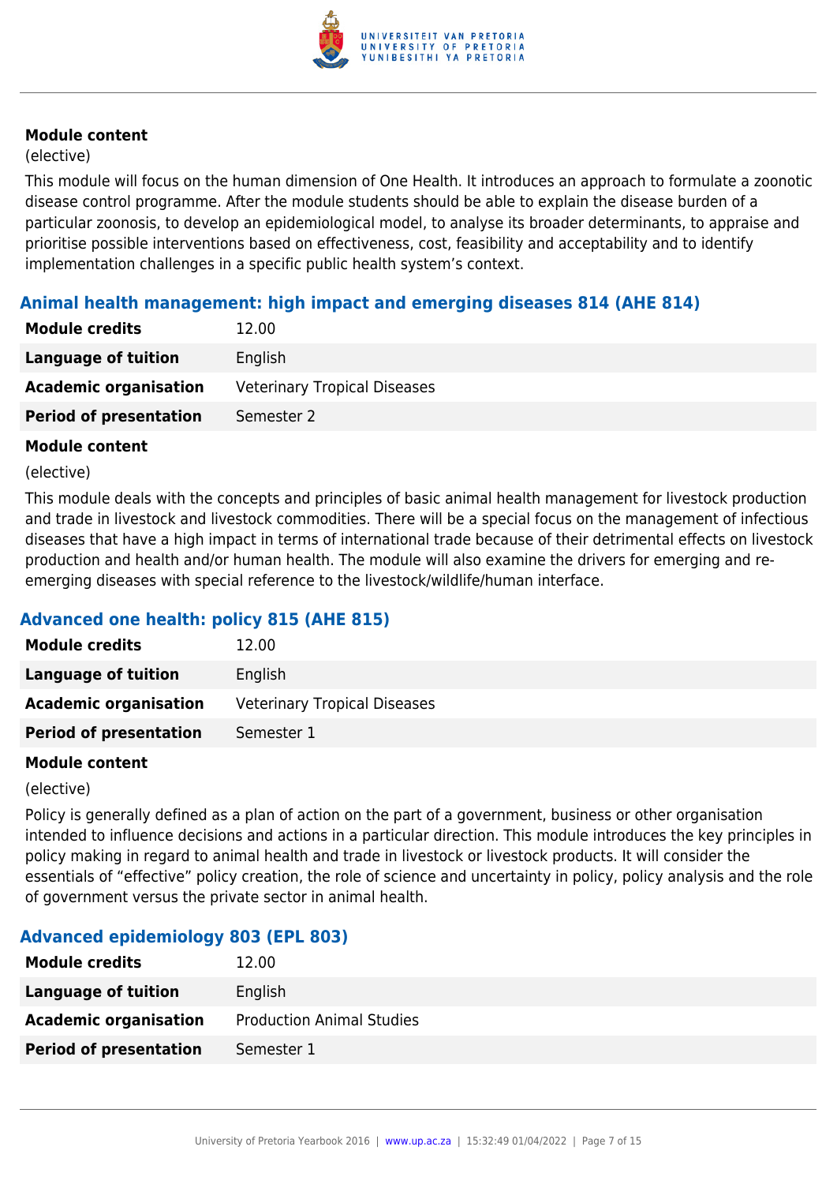**Module content**

(elective)

This module will focus on the human dimension of One Health. It introduces an approach to formulate a zoonotic disease control programme. After the module students should be able to explain the disease burden of a particular zoonosis, to develop an epidemiological model, to analyse its broader determinants, to appraise and prioritise possible interventions based on effectiveness, cost, feasibility and acceptability and to identify implementation challenges in a specific public health system's context.

### Animal health management: high impact and emerging diseases 814 (AHE 814)

| | |
|---|---|
| **Module credits** | 12.00 |
| **Language of tuition** | English |
| **Academic organisation** | Veterinary Tropical Diseases |
| **Period of presentation** | Semester 2 |

**Module content**

(elective)

This module deals with the concepts and principles of basic animal health management for livestock production and trade in livestock and livestock commodities. There will be a special focus on the management of infectious diseases that have a high impact in terms of international trade because of their detrimental effects on livestock production and health and/or human health. The module will also examine the drivers for emerging and re-emerging diseases with special reference to the livestock/wildlife/human interface.

### Advanced one health: policy 815 (AHE 815)

| | |
|---|---|
| **Module credits** | 12.00 |
| **Language of tuition** | English |
| **Academic organisation** | Veterinary Tropical Diseases |
| **Period of presentation** | Semester 1 |

**Module content**

(elective)

Policy is generally defined as a plan of action on the part of a government, business or other organisation intended to influence decisions and actions in a particular direction. This module introduces the key principles in policy making in regard to animal health and trade in livestock or livestock products. It will consider the essentials of "effective" policy creation, the role of science and uncertainty in policy, policy analysis and the role of government versus the private sector in animal health.

### Advanced epidemiology 803 (EPL 803)

| | |
|---|---|
| **Module credits** | 12.00 |
| **Language of tuition** | English |
| **Academic organisation** | Production Animal Studies |
| **Period of presentation** | Semester 1 |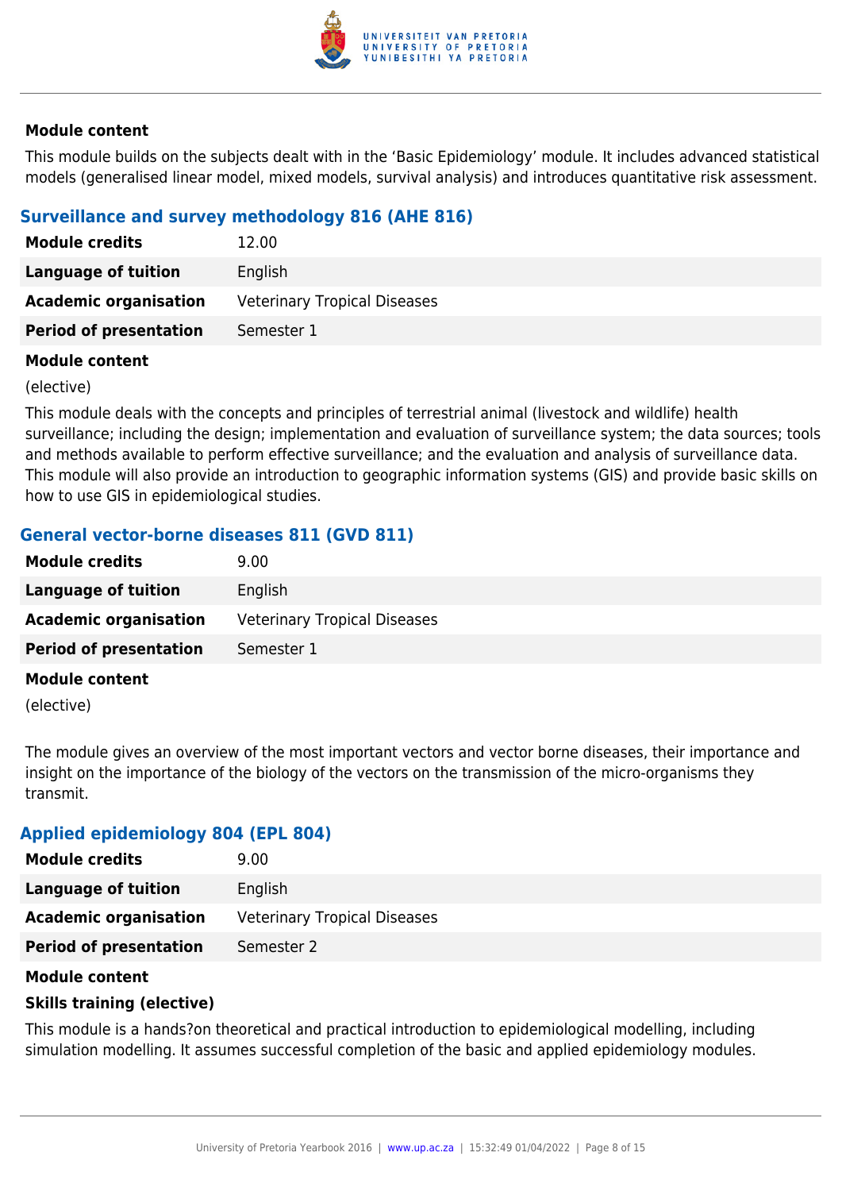#### Module content

This module builds on the subjects dealt with in the ‘Basic Epidemiology’ module. It includes advanced statistical models (generalised linear model, mixed models, survival analysis) and introduces quantitative risk assessment.

### Surveillance and survey methodology 816 (AHE 816)

| | |
|---|---|
| **Module credits** | 12.00 |
| **Language of tuition** | English |
| **Academic organisation** | Veterinary Tropical Diseases |
| **Period of presentation** | Semester 1 |

#### Module content

(elective)

This module deals with the concepts and principles of terrestrial animal (livestock and wildlife) health surveillance; including the design; implementation and evaluation of surveillance system; the data sources; tools and methods available to perform effective surveillance; and the evaluation and analysis of surveillance data. This module will also provide an introduction to geographic information systems (GIS) and provide basic skills on how to use GIS in epidemiological studies.

### General vector-borne diseases 811 (GVD 811)

| | |
|---|---|
| **Module credits** | 9.00 |
| **Language of tuition** | English |
| **Academic organisation** | Veterinary Tropical Diseases |
| **Period of presentation** | Semester 1 |

#### Module content

(elective)

The module gives an overview of the most important vectors and vector borne diseases, their importance and insight on the importance of the biology of the vectors on the transmission of the micro-organisms they transmit.

### Applied epidemiology 804 (EPL 804)

| | |
|---|---|
| **Module credits** | 9.00 |
| **Language of tuition** | English |
| **Academic organisation** | Veterinary Tropical Diseases |
| **Period of presentation** | Semester 2 |

#### Module content

**Skills training (elective)**

This module is a hands?on theoretical and practical introduction to epidemiological modelling, including simulation modelling. It assumes successful completion of the basic and applied epidemiology modules.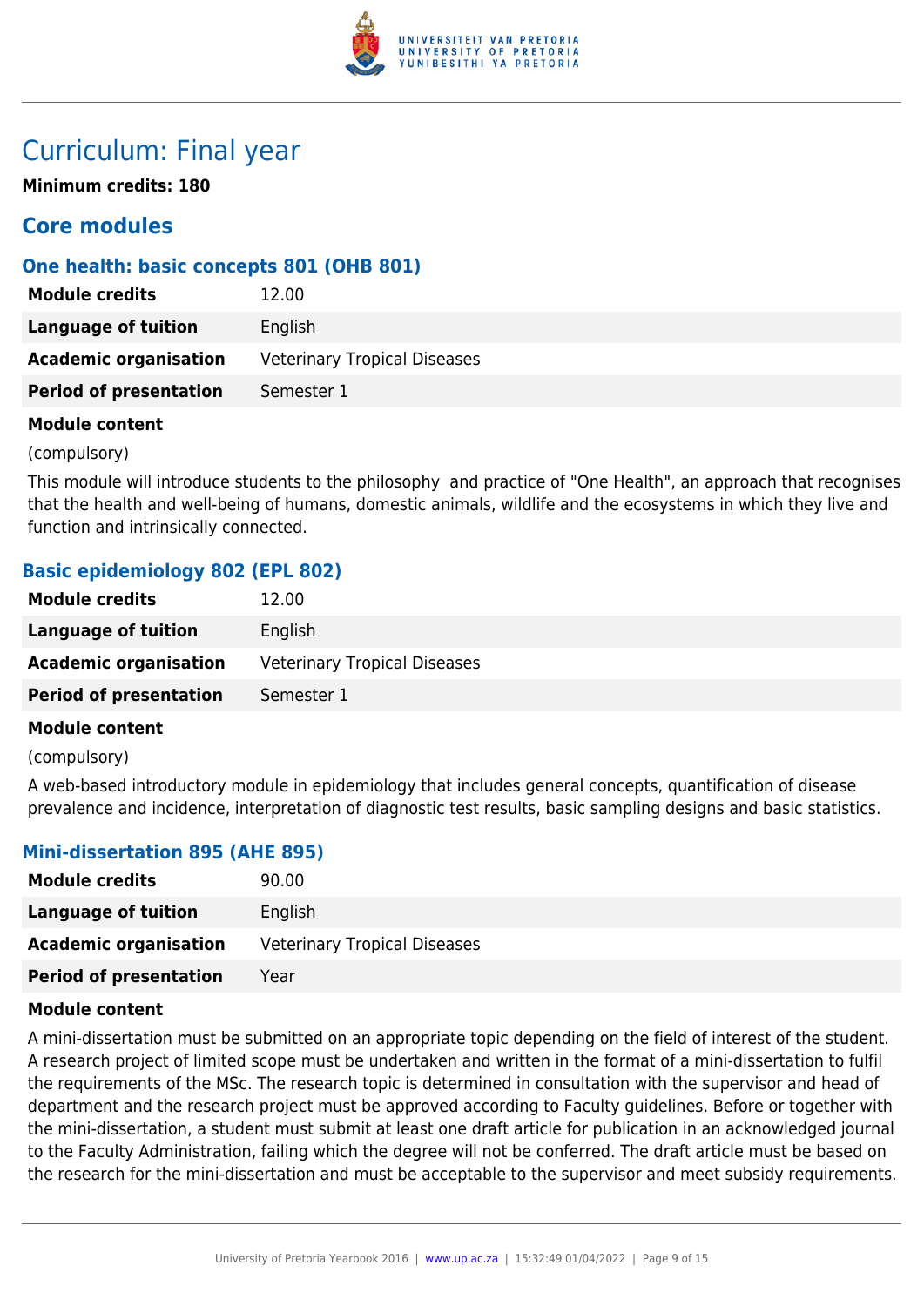# Curriculum: Final year

**Minimum credits: 180**

## Core modules

### One health: basic concepts 801 (OHB 801)

| | |
|---|---|
| **Module credits** | 12.00 |
| **Language of tuition** | English |
| **Academic organisation** | Veterinary Tropical Diseases |
| **Period of presentation** | Semester 1 |

**Module content**

(compulsory)

This module will introduce students to the philosophy  and practice of "One Health", an approach that recognises that the health and well-being of humans, domestic animals, wildlife and the ecosystems in which they live and function and intrinsically connected.

### Basic epidemiology 802 (EPL 802)

| | |
|---|---|
| **Module credits** | 12.00 |
| **Language of tuition** | English |
| **Academic organisation** | Veterinary Tropical Diseases |
| **Period of presentation** | Semester 1 |

**Module content**

(compulsory)

A web-based introductory module in epidemiology that includes general concepts, quantification of disease prevalence and incidence, interpretation of diagnostic test results, basic sampling designs and basic statistics.

### Mini-dissertation 895 (AHE 895)

| | |
|---|---|
| **Module credits** | 90.00 |
| **Language of tuition** | English |
| **Academic organisation** | Veterinary Tropical Diseases |
| **Period of presentation** | Year |

**Module content**

A mini-dissertation must be submitted on an appropriate topic depending on the field of interest of the student. A research project of limited scope must be undertaken and written in the format of a mini-dissertation to fulfil the requirements of the MSc. The research topic is determined in consultation with the supervisor and head of department and the research project must be approved according to Faculty guidelines. Before or together with the mini-dissertation, a student must submit at least one draft article for publication in an acknowledged journal to the Faculty Administration, failing which the degree will not be conferred. The draft article must be based on the research for the mini-dissertation and must be acceptable to the supervisor and meet subsidy requirements.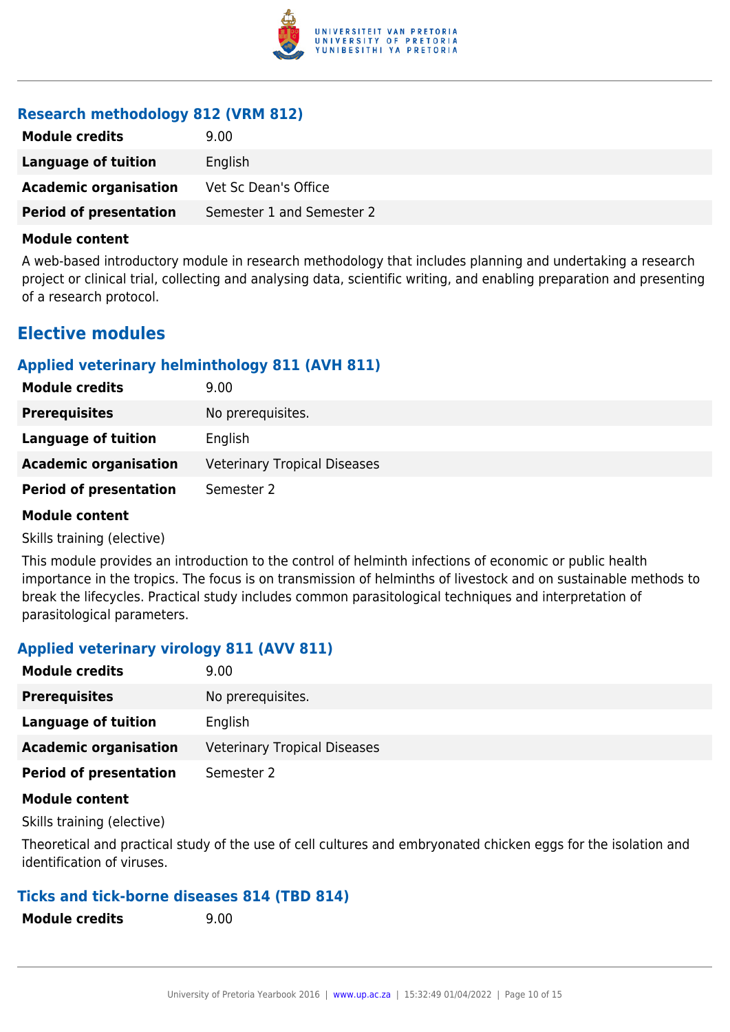### Research methodology 812 (VRM 812)

| | |
|---|---|
| **Module credits** | 9.00 |
| **Language of tuition** | English |
| **Academic organisation** | Vet Sc Dean's Office |
| **Period of presentation** | Semester 1 and Semester 2 |

**Module content**

A web-based introductory module in research methodology that includes planning and undertaking a research project or clinical trial, collecting and analysing data, scientific writing, and enabling preparation and presenting of a research protocol.

## Elective modules

### Applied veterinary helminthology 811 (AVH 811)

| | |
|---|---|
| **Module credits** | 9.00 |
| **Prerequisites** | No prerequisites. |
| **Language of tuition** | English |
| **Academic organisation** | Veterinary Tropical Diseases |
| **Period of presentation** | Semester 2 |

**Module content**

Skills training (elective)

This module provides an introduction to the control of helminth infections of economic or public health importance in the tropics. The focus is on transmission of helminths of livestock and on sustainable methods to break the lifecycles. Practical study includes common parasitological techniques and interpretation of parasitological parameters.

### Applied veterinary virology 811 (AVV 811)

| | |
|---|---|
| **Module credits** | 9.00 |
| **Prerequisites** | No prerequisites. |
| **Language of tuition** | English |
| **Academic organisation** | Veterinary Tropical Diseases |
| **Period of presentation** | Semester 2 |

**Module content**

Skills training (elective)

Theoretical and practical study of the use of cell cultures and embryonated chicken eggs for the isolation and identification of viruses.

### Ticks and tick-borne diseases 814 (TBD 814)

| | |
|---|---|
| **Module credits** | 9.00 |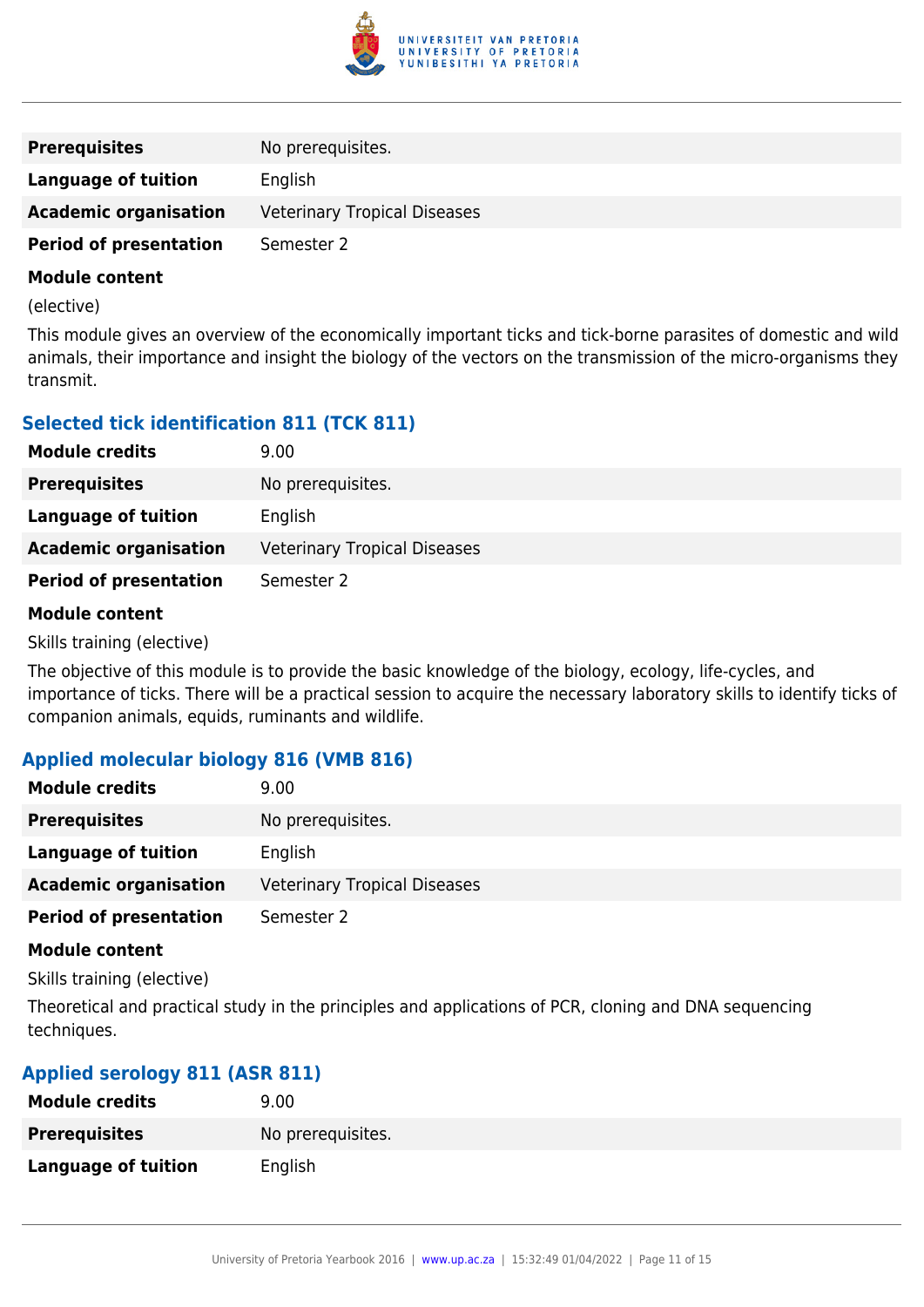| | |
|---|---|
| **Prerequisites** | No prerequisites. |
| **Language of tuition** | English |
| **Academic organisation** | Veterinary Tropical Diseases |
| **Period of presentation** | Semester 2 |

**Module content**

(elective)

This module gives an overview of the economically important ticks and tick-borne parasites of domestic and wild animals, their importance and insight the biology of the vectors on the transmission of the micro-organisms they transmit.

### Selected tick identification 811 (TCK 811)

| | |
|---|---|
| **Module credits** | 9.00 |
| **Prerequisites** | No prerequisites. |
| **Language of tuition** | English |
| **Academic organisation** | Veterinary Tropical Diseases |
| **Period of presentation** | Semester 2 |

**Module content**

Skills training (elective)

The objective of this module is to provide the basic knowledge of the biology, ecology, life-cycles, and importance of ticks. There will be a practical session to acquire the necessary laboratory skills to identify ticks of companion animals, equids, ruminants and wildlife.

### Applied molecular biology 816 (VMB 816)

| | |
|---|---|
| **Module credits** | 9.00 |
| **Prerequisites** | No prerequisites. |
| **Language of tuition** | English |
| **Academic organisation** | Veterinary Tropical Diseases |
| **Period of presentation** | Semester 2 |

**Module content**

Skills training (elective)

Theoretical and practical study in the principles and applications of PCR, cloning and DNA sequencing techniques.

### Applied serology 811 (ASR 811)

| | |
|---|---|
| **Module credits** | 9.00 |
| **Prerequisites** | No prerequisites. |
| **Language of tuition** | English |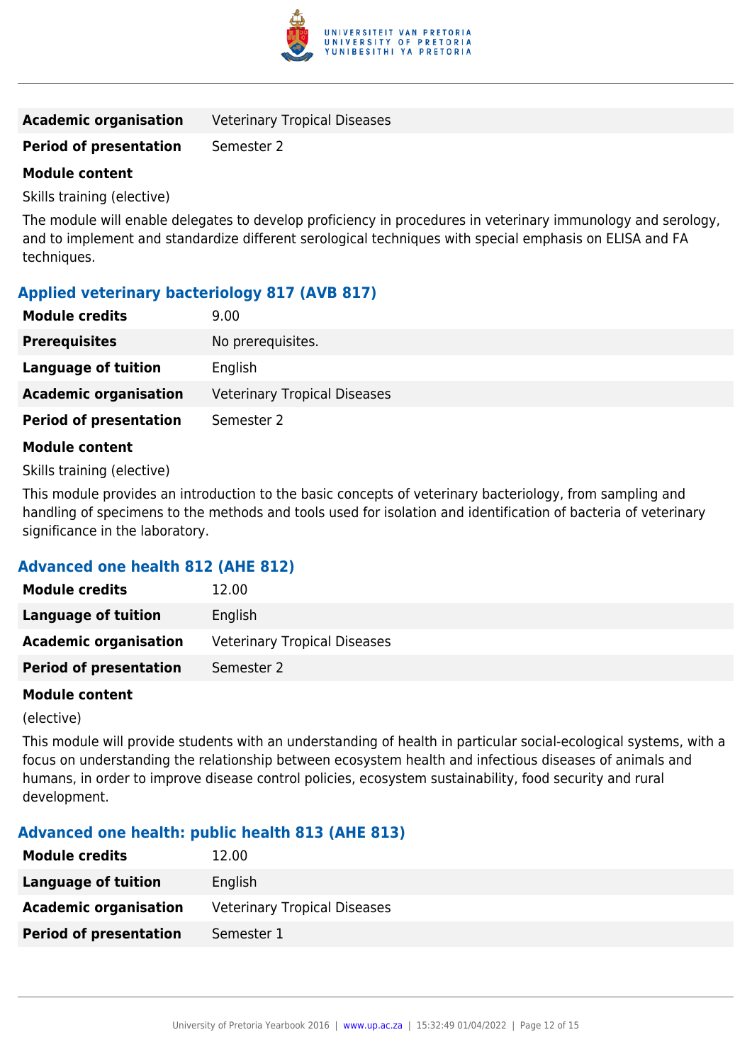| | |
|---|---|
| **Academic organisation** | Veterinary Tropical Diseases |
| **Period of presentation** | Semester 2 |

**Module content**

Skills training (elective)

The module will enable delegates to develop proficiency in procedures in veterinary immunology and serology, and to implement and standardize different serological techniques with special emphasis on ELISA and FA techniques.

### Applied veterinary bacteriology 817 (AVB 817)

| | |
|---|---|
| **Module credits** | 9.00 |
| **Prerequisites** | No prerequisites. |
| **Language of tuition** | English |
| **Academic organisation** | Veterinary Tropical Diseases |
| **Period of presentation** | Semester 2 |

**Module content**

Skills training (elective)

This module provides an introduction to the basic concepts of veterinary bacteriology, from sampling and handling of specimens to the methods and tools used for isolation and identification of bacteria of veterinary significance in the laboratory.

### Advanced one health 812 (AHE 812)

| | |
|---|---|
| **Module credits** | 12.00 |
| **Language of tuition** | English |
| **Academic organisation** | Veterinary Tropical Diseases |
| **Period of presentation** | Semester 2 |

**Module content**

(elective)

This module will provide students with an understanding of health in particular social-ecological systems, with a focus on understanding the relationship between ecosystem health and infectious diseases of animals and humans, in order to improve disease control policies, ecosystem sustainability, food security and rural development.

### Advanced one health: public health 813 (AHE 813)

| | |
|---|---|
| **Module credits** | 12.00 |
| **Language of tuition** | English |
| **Academic organisation** | Veterinary Tropical Diseases |
| **Period of presentation** | Semester 1 |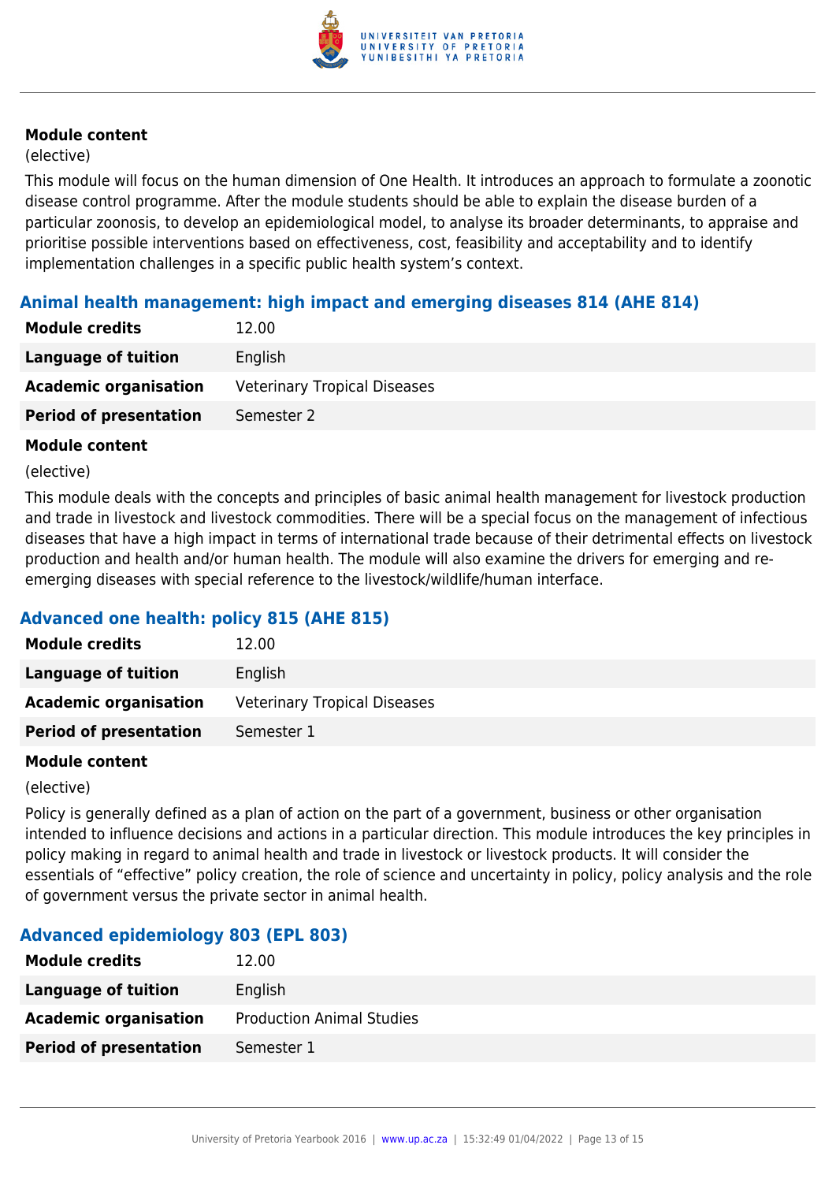**Module content**

(elective)

This module will focus on the human dimension of One Health. It introduces an approach to formulate a zoonotic disease control programme. After the module students should be able to explain the disease burden of a particular zoonosis, to develop an epidemiological model, to analyse its broader determinants, to appraise and prioritise possible interventions based on effectiveness, cost, feasibility and acceptability and to identify implementation challenges in a specific public health system's context.

### Animal health management: high impact and emerging diseases 814 (AHE 814)

| **Module credits** | 12.00 |
|---|---|
| **Language of tuition** | English |
| **Academic organisation** | Veterinary Tropical Diseases |
| **Period of presentation** | Semester 2 |

**Module content**

(elective)

This module deals with the concepts and principles of basic animal health management for livestock production and trade in livestock and livestock commodities. There will be a special focus on the management of infectious diseases that have a high impact in terms of international trade because of their detrimental effects on livestock production and health and/or human health. The module will also examine the drivers for emerging and re-emerging diseases with special reference to the livestock/wildlife/human interface.

### Advanced one health: policy 815 (AHE 815)

| **Module credits** | 12.00 |
|---|---|
| **Language of tuition** | English |
| **Academic organisation** | Veterinary Tropical Diseases |
| **Period of presentation** | Semester 1 |

**Module content**

(elective)

Policy is generally defined as a plan of action on the part of a government, business or other organisation intended to influence decisions and actions in a particular direction. This module introduces the key principles in policy making in regard to animal health and trade in livestock or livestock products. It will consider the essentials of "effective" policy creation, the role of science and uncertainty in policy, policy analysis and the role of government versus the private sector in animal health.

### Advanced epidemiology 803 (EPL 803)

| **Module credits** | 12.00 |
|---|---|
| **Language of tuition** | English |
| **Academic organisation** | Production Animal Studies |
| **Period of presentation** | Semester 1 |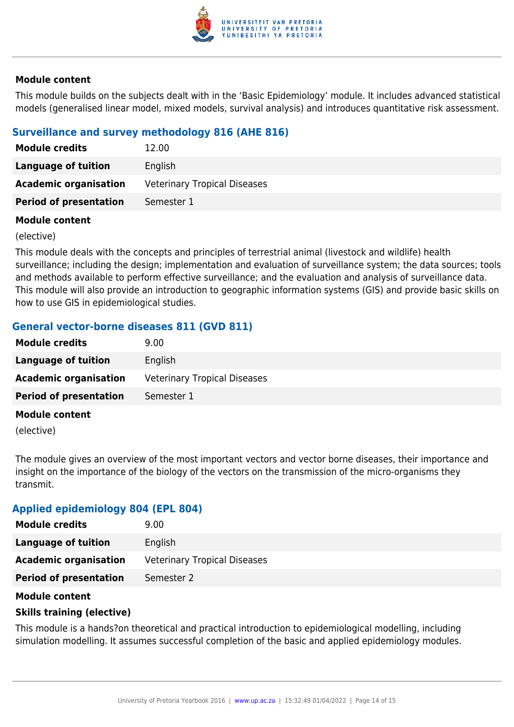**Module content**

This module builds on the subjects dealt with in the 'Basic Epidemiology' module. It includes advanced statistical models (generalised linear model, mixed models, survival analysis) and introduces quantitative risk assessment.

### Surveillance and survey methodology 816 (AHE 816)

| | |
|---|---|
| **Module credits** | 12.00 |
| **Language of tuition** | English |
| **Academic organisation** | Veterinary Tropical Diseases |
| **Period of presentation** | Semester 1 |

**Module content**

(elective)

This module deals with the concepts and principles of terrestrial animal (livestock and wildlife) health surveillance; including the design; implementation and evaluation of surveillance system; the data sources; tools and methods available to perform effective surveillance; and the evaluation and analysis of surveillance data. This module will also provide an introduction to geographic information systems (GIS) and provide basic skills on how to use GIS in epidemiological studies.

### General vector-borne diseases 811 (GVD 811)

| | |
|---|---|
| **Module credits** | 9.00 |
| **Language of tuition** | English |
| **Academic organisation** | Veterinary Tropical Diseases |
| **Period of presentation** | Semester 1 |

**Module content**

(elective)

The module gives an overview of the most important vectors and vector borne diseases, their importance and insight on the importance of the biology of the vectors on the transmission of the micro-organisms they transmit.

### Applied epidemiology 804 (EPL 804)

| | |
|---|---|
| **Module credits** | 9.00 |
| **Language of tuition** | English |
| **Academic organisation** | Veterinary Tropical Diseases |
| **Period of presentation** | Semester 2 |

**Module content**

**Skills training (elective)**

This module is a hands?on theoretical and practical introduction to epidemiological modelling, including simulation modelling. It assumes successful completion of the basic and applied epidemiology modules.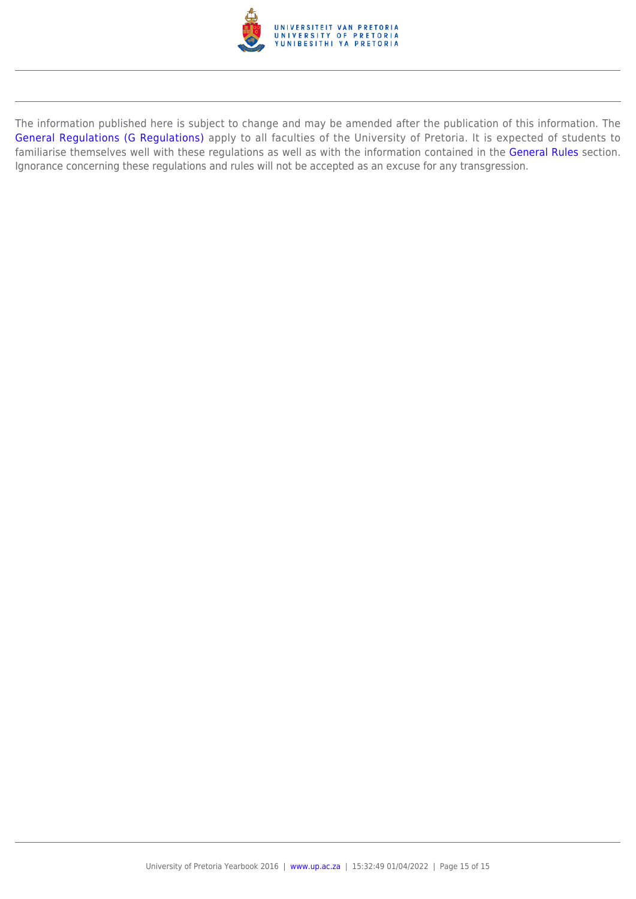The information published here is subject to change and may be amended after the publication of this information. The General Regulations (G Regulations) apply to all faculties of the University of Pretoria. It is expected of students to familiarise themselves well with these regulations as well as with the information contained in the General Rules section. Ignorance concerning these regulations and rules will not be accepted as an excuse for any transgression.